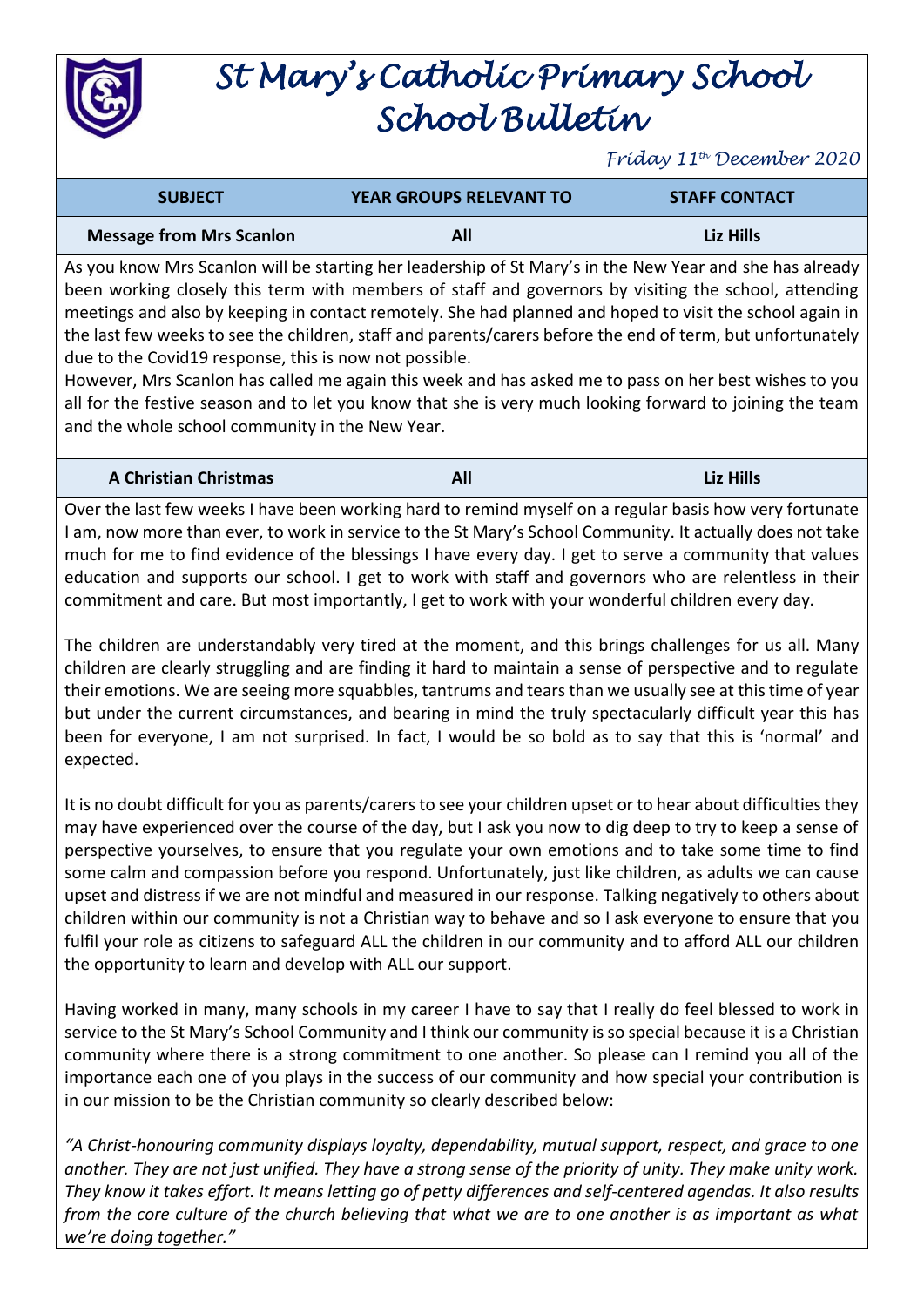# St Mary's Catholic Primary School
# School Bulletin

*Friday 11th December 2020*

| SUBJECT | YEAR GROUPS RELEVANT TO | STAFF CONTACT |
|---|---|---|
| **Message from Mrs Scanlon** | **All** | **Liz Hills** |

As you know Mrs Scanlon will be starting her leadership of St Mary's in the New Year and she has already been working closely this term with members of staff and governors by visiting the school, attending meetings and also by keeping in contact remotely. She had planned and hoped to visit the school again in the last few weeks to see the children, staff and parents/carers before the end of term, but unfortunately due to the Covid19 response, this is now not possible.

However, Mrs Scanlon has called me again this week and has asked me to pass on her best wishes to you all for the festive season and to let you know that she is very much looking forward to joining the team and the whole school community in the New Year.

| SUBJECT | YEAR GROUPS RELEVANT TO | STAFF CONTACT |
|---|---|---|
| **A Christian Christmas** | **All** | **Liz Hills** |

Over the last few weeks I have been working hard to remind myself on a regular basis how very fortunate I am, now more than ever, to work in service to the St Mary's School Community. It actually does not take much for me to find evidence of the blessings I have every day. I get to serve a community that values education and supports our school. I get to work with staff and governors who are relentless in their commitment and care. But most importantly, I get to work with your wonderful children every day.

The children are understandably very tired at the moment, and this brings challenges for us all. Many children are clearly struggling and are finding it hard to maintain a sense of perspective and to regulate their emotions. We are seeing more squabbles, tantrums and tears than we usually see at this time of year but under the current circumstances, and bearing in mind the truly spectacularly difficult year this has been for everyone, I am not surprised. In fact, I would be so bold as to say that this is 'normal' and expected.

It is no doubt difficult for you as parents/carers to see your children upset or to hear about difficulties they may have experienced over the course of the day, but I ask you now to dig deep to try to keep a sense of perspective yourselves, to ensure that you regulate your own emotions and to take some time to find some calm and compassion before you respond. Unfortunately, just like children, as adults we can cause upset and distress if we are not mindful and measured in our response. Talking negatively to others about children within our community is not a Christian way to behave and so I ask everyone to ensure that you fulfil your role as citizens to safeguard ALL the children in our community and to afford ALL our children the opportunity to learn and develop with ALL our support.

Having worked in many, many schools in my career I have to say that I really do feel blessed to work in service to the St Mary's School Community and I think our community is so special because it is a Christian community where there is a strong commitment to one another. So please can I remind you all of the importance each one of you plays in the success of our community and how special your contribution is in our mission to be the Christian community so clearly described below:

*"A Christ-honouring community displays loyalty, dependability, mutual support, respect, and grace to one another. They are not just unified. They have a strong sense of the priority of unity. They make unity work. They know it takes effort. It means letting go of petty differences and self-centered agendas. It also results from the core culture of the church believing that what we are to one another is as important as what we're doing together."*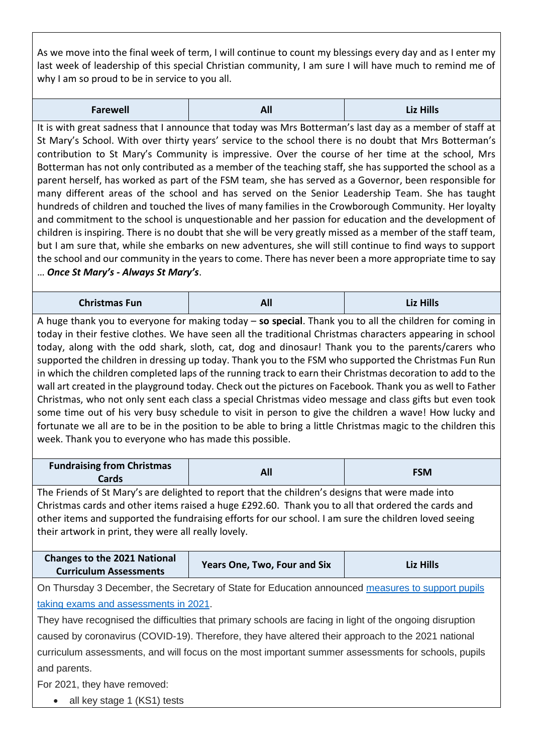As we move into the final week of term, I will continue to count my blessings every day and as I enter my last week of leadership of this special Christian community, I am sure I will have much to remind me of why I am so proud to be in service to you all.

| Farewell | All | Liz Hills |
| --- | --- | --- |

It is with great sadness that I announce that today was Mrs Botterman's last day as a member of staff at St Mary's School. With over thirty years' service to the school there is no doubt that Mrs Botterman's contribution to St Mary's Community is impressive. Over the course of her time at the school, Mrs Botterman has not only contributed as a member of the teaching staff, she has supported the school as a parent herself, has worked as part of the FSM team, she has served as a Governor, been responsible for many different areas of the school and has served on the Senior Leadership Team. She has taught hundreds of children and touched the lives of many families in the Crowborough Community. Her loyalty and commitment to the school is unquestionable and her passion for education and the development of children is inspiring. There is no doubt that she will be very greatly missed as a member of the staff team, but I am sure that, while she embarks on new adventures, she will still continue to find ways to support the school and our community in the years to come. There has never been a more appropriate time to say … ***Once St Mary's - Always St Mary's***.

| Christmas Fun | All | Liz Hills |
| --- | --- | --- |

A huge thank you to everyone for making today – **so special**. Thank you to all the children for coming in today in their festive clothes. We have seen all the traditional Christmas characters appearing in school today, along with the odd shark, sloth, cat, dog and dinosaur! Thank you to the parents/carers who supported the children in dressing up today. Thank you to the FSM who supported the Christmas Fun Run in which the children completed laps of the running track to earn their Christmas decoration to add to the wall art created in the playground today. Check out the pictures on Facebook. Thank you as well to Father Christmas, who not only sent each class a special Christmas video message and class gifts but even took some time out of his very busy schedule to visit in person to give the children a wave! How lucky and fortunate we all are to be in the position to be able to bring a little Christmas magic to the children this week. Thank you to everyone who has made this possible.

| Fundraising from Christmas Cards | All | FSM |
| --- | --- | --- |

The Friends of St Mary's are delighted to report that the children's designs that were made into Christmas cards and other items raised a huge £292.60. Thank you to all that ordered the cards and other items and supported the fundraising efforts for our school. I am sure the children loved seeing their artwork in print, they were all really lovely.

| Changes to the 2021 National Curriculum Assessments | Years One, Two, Four and Six | Liz Hills |
| --- | --- | --- |

On Thursday 3 December, the Secretary of State for Education announced measures to support pupils taking exams and assessments in 2021.

They have recognised the difficulties that primary schools are facing in light of the ongoing disruption caused by coronavirus (COVID-19). Therefore, they have altered their approach to the 2021 national curriculum assessments, and will focus on the most important summer assessments for schools, pupils and parents.

For 2021, they have removed:

- all key stage 1 (KS1) tests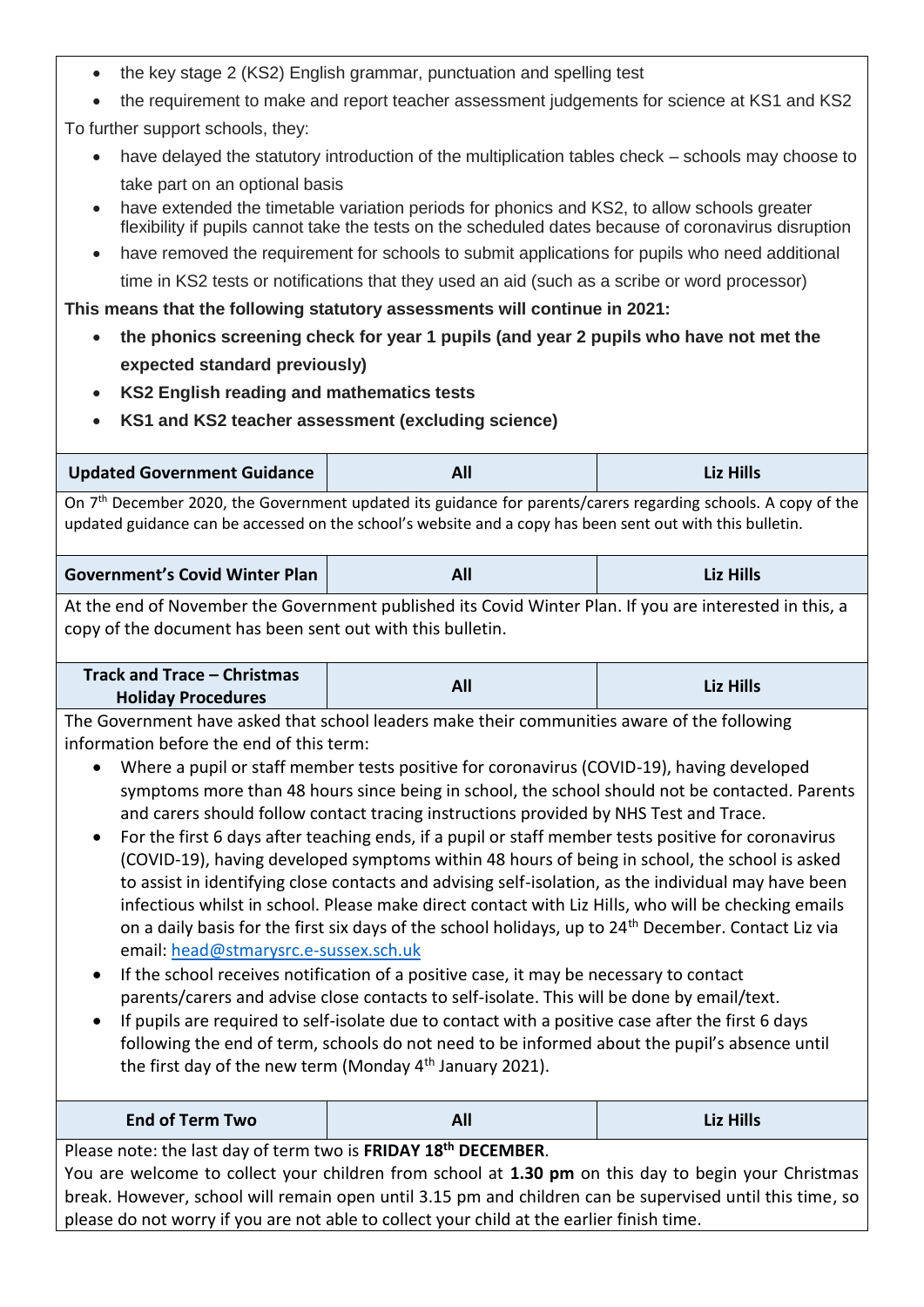- the key stage 2 (KS2) English grammar, punctuation and spelling test
- the requirement to make and report teacher assessment judgements for science at KS1 and KS2

To further support schools, they:

- have delayed the statutory introduction of the multiplication tables check – schools may choose to take part on an optional basis
- have extended the timetable variation periods for phonics and KS2, to allow schools greater flexibility if pupils cannot take the tests on the scheduled dates because of coronavirus disruption
- have removed the requirement for schools to submit applications for pupils who need additional time in KS2 tests or notifications that they used an aid (such as a scribe or word processor)

**This means that the following statutory assessments will continue in 2021:**

- **the phonics screening check for year 1 pupils (and year 2 pupils who have not met the expected standard previously)**
- **KS2 English reading and mathematics tests**
- **KS1 and KS2 teacher assessment (excluding science)**

| **Updated Government Guidance** | **All** | **Liz Hills** |
|---|---|---|

On 7th December 2020, the Government updated its guidance for parents/carers regarding schools. A copy of the updated guidance can be accessed on the school's website and a copy has been sent out with this bulletin.

| **Government's Covid Winter Plan** | **All** | **Liz Hills** |
|---|---|---|

At the end of November the Government published its Covid Winter Plan. If you are interested in this, a copy of the document has been sent out with this bulletin.

| **Track and Trace – Christmas Holiday Procedures** | **All** | **Liz Hills** |
|---|---|---|

The Government have asked that school leaders make their communities aware of the following information before the end of this term:

- Where a pupil or staff member tests positive for coronavirus (COVID-19), having developed symptoms more than 48 hours since being in school, the school should not be contacted. Parents and carers should follow contact tracing instructions provided by NHS Test and Trace.
- For the first 6 days after teaching ends, if a pupil or staff member tests positive for coronavirus (COVID-19), having developed symptoms within 48 hours of being in school, the school is asked to assist in identifying close contacts and advising self-isolation, as the individual may have been infectious whilst in school. Please make direct contact with Liz Hills, who will be checking emails on a daily basis for the first six days of the school holidays, up to 24th December. Contact Liz via email: head@stmarysrc.e-sussex.sch.uk
- If the school receives notification of a positive case, it may be necessary to contact parents/carers and advise close contacts to self-isolate. This will be done by email/text.
- If pupils are required to self-isolate due to contact with a positive case after the first 6 days following the end of term, schools do not need to be informed about the pupil's absence until the first day of the new term (Monday 4th January 2021).

| **End of Term Two** | **All** | **Liz Hills** |
|---|---|---|

Please note: the last day of term two is **FRIDAY 18th DECEMBER**.
You are welcome to collect your children from school at **1.30 pm** on this day to begin your Christmas break. However, school will remain open until 3.15 pm and children can be supervised until this time, so please do not worry if you are not able to collect your child at the earlier finish time.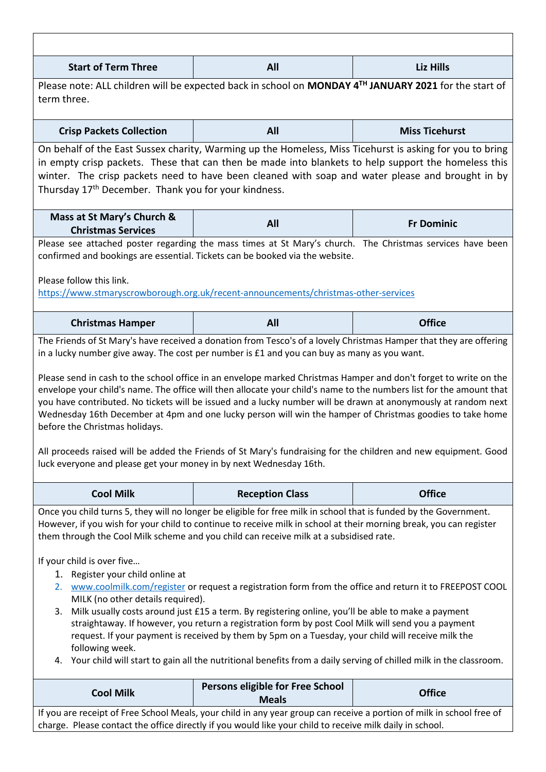| Start of Term Three | All | Liz Hills |
|---|---|---|

Please note: ALL children will be expected back in school on **MONDAY 4TH JANUARY 2021** for the start of term three.

| Crisp Packets Collection | All | Miss Ticehurst |
|---|---|---|

On behalf of the East Sussex charity, Warming up the Homeless, Miss Ticehurst is asking for you to bring in empty crisp packets. These that can then be made into blankets to help support the homeless this winter. The crisp packets need to have been cleaned with soap and water please and brought in by Thursday 17th December. Thank you for your kindness.

| Mass at St Mary's Church & Christmas Services | All | Fr Dominic |
|---|---|---|

Please see attached poster regarding the mass times at St Mary's church. The Christmas services have been confirmed and bookings are essential. Tickets can be booked via the website.

Please follow this link.
https://www.stmaryscrowborough.org.uk/recent-announcements/christmas-other-services

| Christmas Hamper | All | Office |
|---|---|---|

The Friends of St Mary's have received a donation from Tesco's of a lovely Christmas Hamper that they are offering in a lucky number give away. The cost per number is £1 and you can buy as many as you want.

Please send in cash to the school office in an envelope marked Christmas Hamper and don't forget to write on the envelope your child's name. The office will then allocate your child's name to the numbers list for the amount that you have contributed. No tickets will be issued and a lucky number will be drawn at anonymously at random next Wednesday 16th December at 4pm and one lucky person will win the hamper of Christmas goodies to take home before the Christmas holidays.

All proceeds raised will be added the Friends of St Mary's fundraising for the children and new equipment. Good luck everyone and please get your money in by next Wednesday 16th.

| Cool Milk | Reception Class | Office |
|---|---|---|

Once you child turns 5, they will no longer be eligible for free milk in school that is funded by the Government. However, if you wish for your child to continue to receive milk in school at their morning break, you can register them through the Cool Milk scheme and you child can receive milk at a subsidised rate.

If your child is over five…

1. Register your child online at
2. www.coolmilk.com/register or request a registration form from the office and return it to FREEPOST COOL MILK (no other details required).
3. Milk usually costs around just £15 a term. By registering online, you'll be able to make a payment straightaway. If however, you return a registration form by post Cool Milk will send you a payment request. If your payment is received by them by 5pm on a Tuesday, your child will receive milk the following week.
4. Your child will start to gain all the nutritional benefits from a daily serving of chilled milk in the classroom.

| Cool Milk | Persons eligible for Free School Meals | Office |
|---|---|---|

If you are receipt of Free School Meals, your child in any year group can receive a portion of milk in school free of charge. Please contact the office directly if you would like your child to receive milk daily in school.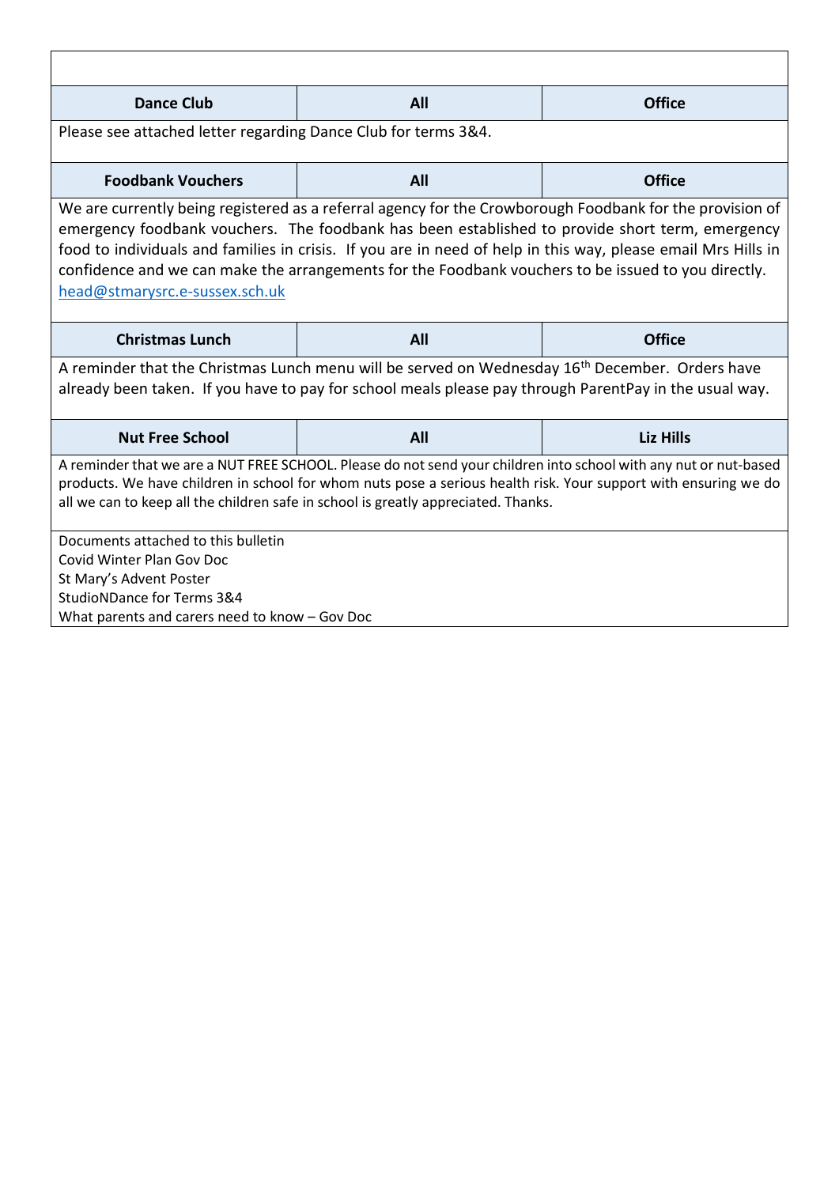| | | |
|---|---|---|
| **Dance Club** | **All** | **Office** |
| Please see attached letter regarding Dance Club for terms 3&4. | | |
| **Foodbank Vouchers** | **All** | **Office** |
| We are currently being registered as a referral agency for the Crowborough Foodbank for the provision of emergency foodbank vouchers. The foodbank has been established to provide short term, emergency food to individuals and families in crisis. If you are in need of help in this way, please email Mrs Hills in confidence and we can make the arrangements for the Foodbank vouchers to be issued to you directly. head@stmarysrc.e-sussex.sch.uk | | |
| **Christmas Lunch** | **All** | **Office** |
| A reminder that the Christmas Lunch menu will be served on Wednesday 16th December. Orders have already been taken. If you have to pay for school meals please pay through ParentPay in the usual way. | | |
| **Nut Free School** | **All** | **Liz Hills** |
| A reminder that we are a NUT FREE SCHOOL. Please do not send your children into school with any nut or nut-based products. We have children in school for whom nuts pose a serious health risk. Your support with ensuring we do all we can to keep all the children safe in school is greatly appreciated. Thanks. | | |

Documents attached to this bulletin
Covid Winter Plan Gov Doc
St Mary's Advent Poster
StudioNDance for Terms 3&4
What parents and carers need to know – Gov Doc